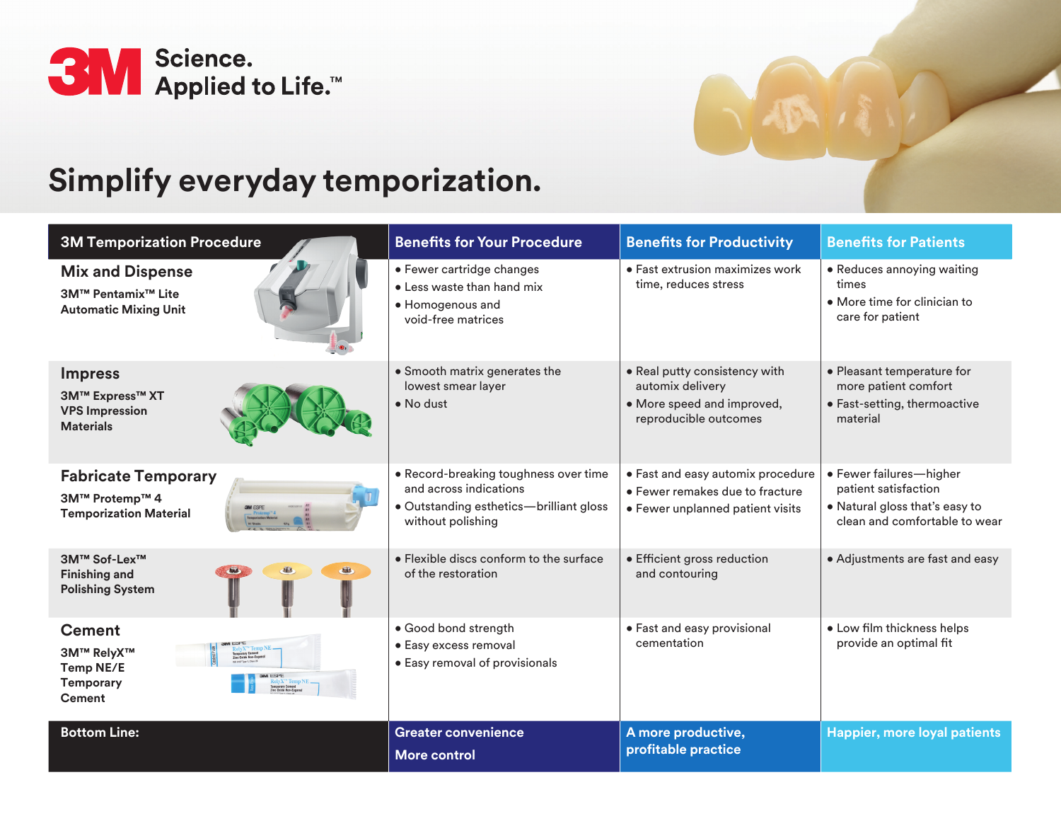3M Science. Applied to Life.™

# Simplify everyday temporization.

| 3M Temporization Procedure | Benefits for Your Procedure | Benefits for Productivity | Benefits for Patients |
|---|---|---|---|
| **Mix and Dispense**<br>**3M™ Pentamix™ Lite Automatic Mixing Unit** | • Fewer cartridge changes<br>• Less waste than hand mix<br>• Homogenous and void-free matrices | • Fast extrusion maximizes work time, reduces stress | • Reduces annoying waiting times<br>• More time for clinician to care for patient |
| **Impress**<br>**3M™ Express™ XT VPS Impression Materials** | • Smooth matrix generates the lowest smear layer<br>• No dust | • Real putty consistency with automix delivery<br>• More speed and improved, reproducible outcomes | • Pleasant temperature for more patient comfort<br>• Fast-setting, thermoactive material |
| **Fabricate Temporary**<br>**3M™ Protemp™ 4 Temporization Material** | • Record-breaking toughness over time and across indications<br>• Outstanding esthetics—brilliant gloss without polishing | • Fast and easy automix procedure<br>• Fewer remakes due to fracture<br>• Fewer unplanned patient visits | • Fewer failures—higher patient satisfaction<br>• Natural gloss that's easy to clean and comfortable to wear |
| **3M™ Sof-Lex™ Finishing and Polishing System** | • Flexible discs conform to the surface of the restoration | • Efficient gross reduction and contouring | • Adjustments are fast and easy |
| **Cement**<br>**3M™ RelyX™ Temp NE/E Temporary Cement** | • Good bond strength<br>• Easy excess removal<br>• Easy removal of provisionals | • Fast and easy provisional cementation | • Low film thickness helps provide an optimal fit |
| **Bottom Line:** | **Greater convenience**<br>**More control** | **A more productive, profitable practice** | **Happier, more loyal patients** |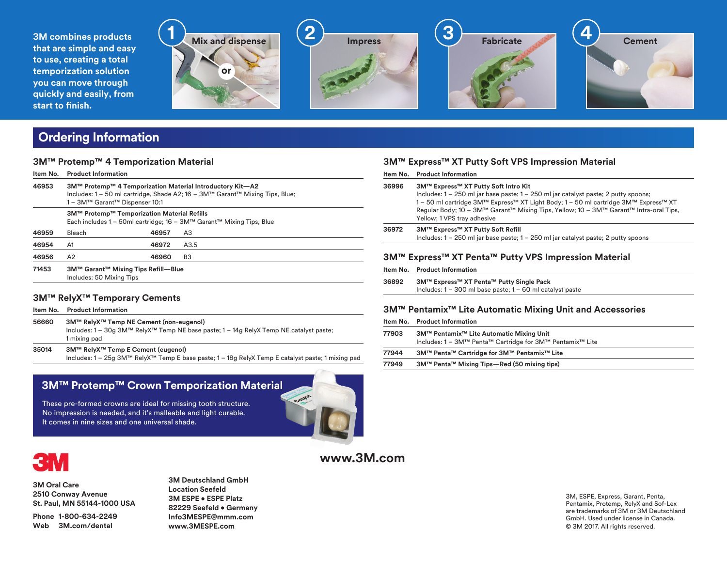3M combines products that are simple and easy to use, creating a total temporization solution you can move through quickly and easily, from start to finish.

1. Mix and dispense
2. Impress
3. Fabricate
4. Cement

## Ordering Information

### 3M™ Protemp™ 4 Temporization Material

| Item No. | Product Information | | |
|---|---|---|---|
| 46953 | **3M™ Protemp™ 4 Temporization Material Introductory Kit—A2** Includes: 1 – 50 ml cartridge, Shade A2; 16 – 3M™ Garant™ Mixing Tips, Blue; 1 – 3M™ Garant™ Dispenser 10:1 | | |
| | **3M™ Protemp™ Temporization Material Refills** Each includes 1 – 50ml cartridge; 16 – 3M™ Garant™ Mixing Tips, Blue | | |
| 46959 | Bleach | 46957 | A3 |
| 46954 | A1 | 46972 | A3.5 |
| 46956 | A2 | 46960 | B3 |
| 71453 | **3M™ Garant™ Mixing Tips Refill—Blue** Includes: 50 Mixing Tips | | |

### 3M™ RelyX™ Temporary Cements

| Item No. | Product Information |
|---|---|
| 56660 | **3M™ RelyX™ Temp NE Cement (non-eugenol)** Includes: 1 – 30g 3M™ RelyX™ Temp NE base paste; 1 – 14g RelyX Temp NE catalyst paste; 1 mixing pad |
| 35014 | **3M™ RelyX™ Temp E Cement (eugenol)** Includes: 1 – 25g 3M™ RelyX™ Temp E base paste; 1 – 18g RelyX Temp E catalyst paste; 1 mixing pad |

### 3M™ Protemp™ Crown Temporization Material

These pre-formed crowns are ideal for missing tooth structure. No impression is needed, and it's malleable and light curable. It comes in nine sizes and one universal shade.

### 3M™ Express™ XT Putty Soft VPS Impression Material

| Item No. | Product Information |
|---|---|
| 36996 | **3M™ Express™ XT Putty Soft Intro Kit** Includes: 1 – 250 ml jar base paste; 1 – 250 ml jar catalyst paste; 2 putty spoons; 1 – 50 ml cartridge 3M™ Express™ XT Light Body; 1 – 50 ml cartridge 3M™ Express™ XT Regular Body; 10 – 3M™ Garant™ Mixing Tips, Yellow; 10 – 3M™ Garant™ Intra-oral Tips, Yellow; 1 VPS tray adhesive |
| 36972 | **3M™ Express™ XT Putty Soft Refill** Includes: 1 – 250 ml jar base paste; 1 – 250 ml jar catalyst paste; 2 putty spoons |

### 3M™ Express™ XT Penta™ Putty VPS Impression Material

| Item No. | Product Information |
|---|---|
| 36892 | **3M™ Express™ XT Penta™ Putty Single Pack** Includes: 1 – 300 ml base paste; 1 – 60 ml catalyst paste |

### 3M™ Pentamix™ Lite Automatic Mixing Unit and Accessories

| Item No. | Product Information |
|---|---|
| 77903 | **3M™ Pentamix™ Lite Automatic Mixing Unit** Includes: 1 – 3M™ Penta™ Cartridge for 3M™ Pentamix™ Lite |
| 77944 | **3M™ Penta™ Cartridge for 3M™ Pentamix™ Lite** |
| 77949 | **3M™ Penta™ Mixing Tips—Red (50 mixing tips)** |

**www.3M.com**

**3M Oral Care**
**2510 Conway Avenue**
**St. Paul, MN 55144-1000 USA**

**Phone** 1-800-634-2249
**Web** 3M.com/dental

**3M Deutschland GmbH**
**Location Seefeld**
**3M ESPE • ESPE Platz**
**82229 Seefeld • Germany**
**Info3MESPE@mmm.com**
**www.3MESPE.com**

3M, ESPE, Express, Garant, Penta, Pentamix, Protemp, RelyX and Sof-Lex are trademarks of 3M or 3M Deutschland GmbH. Used under license in Canada.
© 3M 2017. All rights reserved.